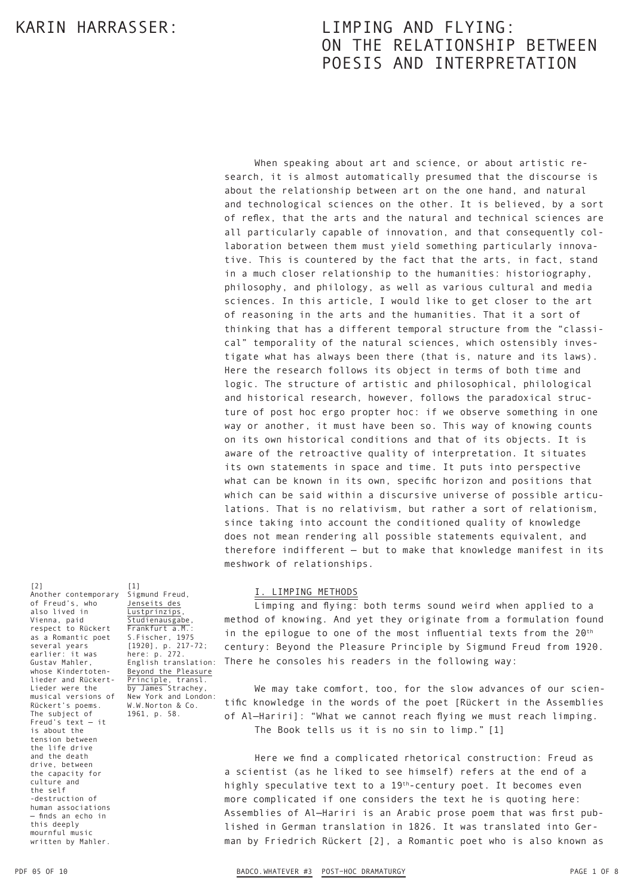# KARIN HARRASSER: LIMPING AND FLYING: ON THE RELATIONSHIP BETWEEN POESIS AND INTERPRETATION

When speaking about art and science, or about artistic research, it is almost automatically presumed that the discourse is about the relationship between art on the one hand, and natural and technological sciences on the other. It is believed, by a sort of reflex, that the arts and the natural and technical sciences are all particularly capable of innovation, and that consequently collaboration between them must yield something particularly innovative. This is countered by the fact that the arts, in fact, stand in a much closer relationship to the humanities: historiography, philosophy, and philology, as well as various cultural and media sciences. In this article, I would like to get closer to the art of reasoning in the arts and the humanities. That it a sort of thinking that has a different temporal structure from the "classical" temporality of the natural sciences, which ostensibly investigate what has always been there (that is, nature and its laws). Here the research follows its object in terms of both time and logic. The structure of artistic and philosophical, philological and historical research, however, follows the paradoxical structure of post hoc ergo propter hoc: if we observe something in one way or another, it must have been so. This way of knowing counts on its own historical conditions and that of its objects. It is aware of the retroactive quality of interpretation. It situates its own statements in space and time. It puts into perspective what can be known in its own, specific horizon and positions that which can be said within a discursive universe of possible articulations. That is no relativism, but rather a sort of relationism, since taking into account the conditioned quality of knowledge does not mean rendering all possible statements equivalent, and therefore indifferent – but to make that knowledge manifest in its meshwork of relationships.

## I. LIMPING METHODS

Limping and flying: both terms sound weird when applied to a method of knowing. And yet they originate from a formulation found in the epilogue to one of the most influential texts from the 20th century: Beyond the Pleasure Principle by Sigmund Freud from 1920. There he consoles his readers in the following way:

> We may take comfort, too, for the slow advances of our scientific knowledge in the words of the poet [Rückert in the Assemblies of Al–Hariri]: "What we cannot reach flying we must reach limping. The Book tells us it is no sin to limp." [1]

Here we find a complicated rhetorical construction: Freud as a scientist (as he liked to see himself) refers at the end of a highly speculative text to a 19th-century poet. It becomes even more complicated if one considers the text he is quoting here: Assemblies of Al–Hariri is an Arabic prose poem that was first published in German translation in 1826. It was translated into German by Friedrich Rückert [2], a Romantic poet who is also known as

[1] Sigmund Freud, Jenseits des Lustprinzips, Studienausgabe, Frankfurt a.M.: S.Fischer, 1975 [1920], p. 217-72; here: p. 272. English translation: Beyond the Pleasure Principle, transl. by James Strachey, New York and London: W.W.Norton & Co. 1961, p. 58.

[2] Another contemporary of Freud's, who also lived in Vienna, paid respect to Rückert as a Romantic poet several years earlier: it was Gustav Mahler, whose Kindertotenlieder and Rückert-Lieder were the musical versions of Rückert's poems. The subject of Freud's text – it is about the tension between the life drive and the death drive, between the capacity for culture and the self-destruction of human associations – finds an echo in this deeply mournful music written by Mahler.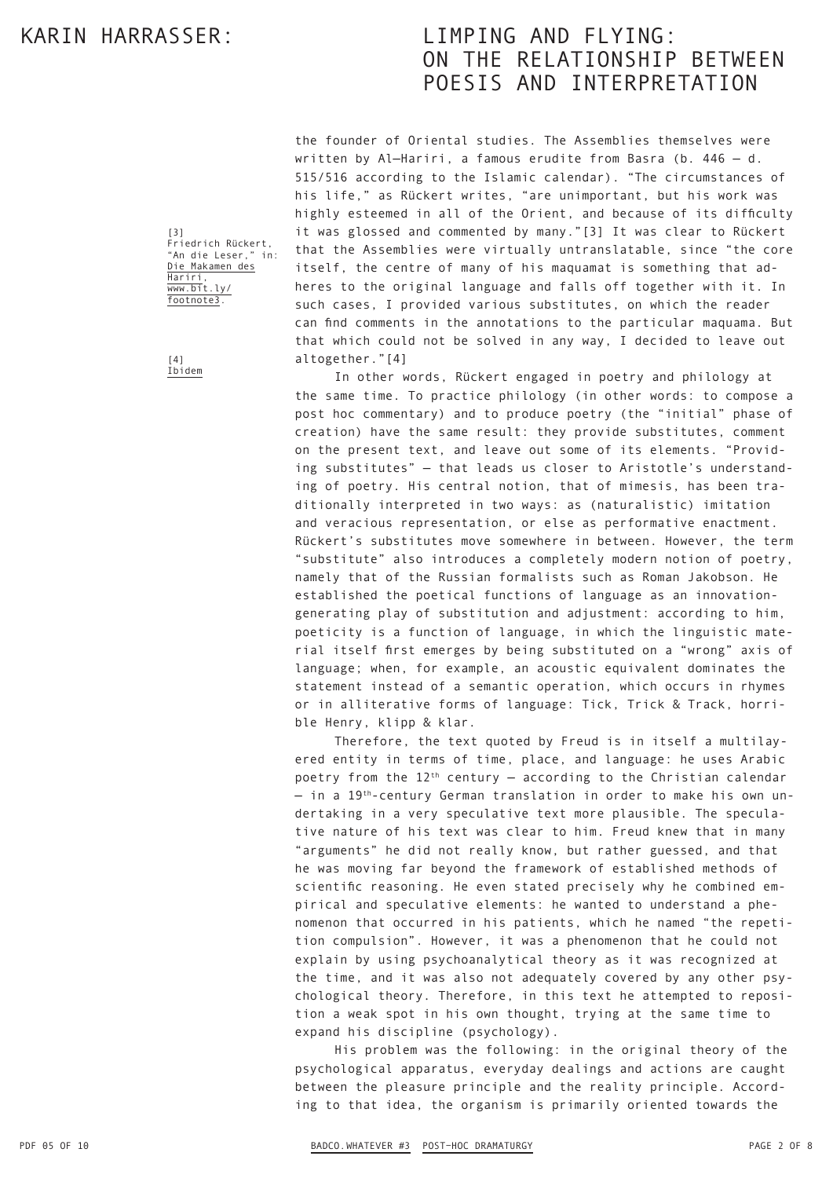the founder of Oriental studies. The Assemblies themselves were written by Al–Hariri, a famous erudite from Basra (b. 446 – d. 515/516 according to the Islamic calendar). "The circumstances of his life," as Rückert writes, "are unimportant, but his work was highly esteemed in all of the Orient, and because of its difficulty it was glossed and commented by many."[3] It was clear to Rückert that the Assemblies were virtually untranslatable, since "the core itself, the centre of many of his maquamat is something that adheres to the original language and falls off together with it. In such cases, I provided various substitutes, on which the reader can find comments in the annotations to the particular maquama. But that which could not be solved in any way, I decided to leave out altogether."[4]

In other words, Rückert engaged in poetry and philology at the same time. To practice philology (in other words: to compose a post hoc commentary) and to produce poetry (the "initial" phase of creation) have the same result: they provide substitutes, comment on the present text, and leave out some of its elements. "Providing substitutes" – that leads us closer to Aristotle's understanding of poetry. His central notion, that of mimesis, has been traditionally interpreted in two ways: as (naturalistic) imitation and veracious representation, or else as performative enactment. Rückert's substitutes move somewhere in between. However, the term "substitute" also introduces a completely modern notion of poetry, namely that of the Russian formalists such as Roman Jakobson. He established the poetical functions of language as an innovation-generating play of substitution and adjustment: according to him, poeticity is a function of language, in which the linguistic material itself first emerges by being substituted on a "wrong" axis of language; when, for example, an acoustic equivalent dominates the statement instead of a semantic operation, which occurs in rhymes or in alliterative forms of language: Tick, Trick & Track, horrible Henry, klipp & klar.

Therefore, the text quoted by Freud is in itself a multilayered entity in terms of time, place, and language: he uses Arabic poetry from the 12th century – according to the Christian calendar – in a 19th-century German translation in order to make his own undertaking in a very speculative text more plausible. The speculative nature of his text was clear to him. Freud knew that in many "arguments" he did not really know, but rather guessed, and that he was moving far beyond the framework of established methods of scientific reasoning. He even stated precisely why he combined empirical and speculative elements: he wanted to understand a phenomenon that occurred in his patients, which he named "the repetition compulsion". However, it was a phenomenon that he could not explain by using psychoanalytical theory as it was recognized at the time, and it was also not adequately covered by any other psychological theory. Therefore, in this text he attempted to reposition a weak spot in his own thought, trying at the same time to expand his discipline (psychology).

His problem was the following: in the original theory of the psychological apparatus, everyday dealings and actions are caught between the pleasure principle and the reality principle. According to that idea, the organism is primarily oriented towards the

[3] Friedrich Rückert, "An die Leser," in: Die Makamen des Hariri, www.bit.ly/footnote3.

[4] Ibidem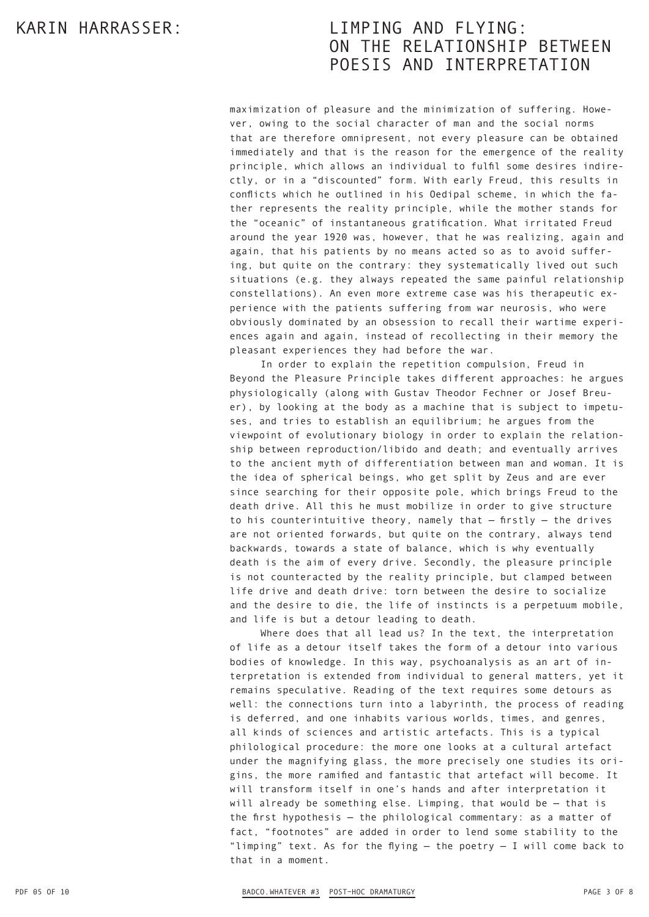maximization of pleasure and the minimization of suffering. However, owing to the social character of man and the social norms that are therefore omnipresent, not every pleasure can be obtained immediately and that is the reason for the emergence of the reality principle, which allows an individual to fulfil some desires indirectly, or in a "discounted" form. With early Freud, this results in conflicts which he outlined in his Oedipal scheme, in which the father represents the reality principle, while the mother stands for the "oceanic" of instantaneous gratification. What irritated Freud around the year 1920 was, however, that he was realizing, again and again, that his patients by no means acted so as to avoid suffering, but quite on the contrary: they systematically lived out such situations (e.g. they always repeated the same painful relationship constellations). An even more extreme case was his therapeutic experience with the patients suffering from war neurosis, who were obviously dominated by an obsession to recall their wartime experiences again and again, instead of recollecting in their memory the pleasant experiences they had before the war.

In order to explain the repetition compulsion, Freud in Beyond the Pleasure Principle takes different approaches: he argues physiologically (along with Gustav Theodor Fechner or Josef Breuer), by looking at the body as a machine that is subject to impetuses, and tries to establish an equilibrium; he argues from the viewpoint of evolutionary biology in order to explain the relationship between reproduction/libido and death; and eventually arrives to the ancient myth of differentiation between man and woman. It is the idea of spherical beings, who get split by Zeus and are ever since searching for their opposite pole, which brings Freud to the death drive. All this he must mobilize in order to give structure to his counterintuitive theory, namely that – firstly – the drives are not oriented forwards, but quite on the contrary, always tend backwards, towards a state of balance, which is why eventually death is the aim of every drive. Secondly, the pleasure principle is not counteracted by the reality principle, but clamped between life drive and death drive: torn between the desire to socialize and the desire to die, the life of instincts is a perpetuum mobile, and life is but a detour leading to death.

Where does that all lead us? In the text, the interpretation of life as a detour itself takes the form of a detour into various bodies of knowledge. In this way, psychoanalysis as an art of interpretation is extended from individual to general matters, yet it remains speculative. Reading of the text requires some detours as well: the connections turn into a labyrinth, the process of reading is deferred, and one inhabits various worlds, times, and genres, all kinds of sciences and artistic artefacts. This is a typical philological procedure: the more one looks at a cultural artefact under the magnifying glass, the more precisely one studies its origins, the more ramified and fantastic that artefact will become. It will transform itself in one's hands and after interpretation it will already be something else. Limping, that would be – that is the first hypothesis – the philological commentary: as a matter of fact, "footnotes" are added in order to lend some stability to the "limping" text. As for the flying – the poetry – I will come back to that in a moment.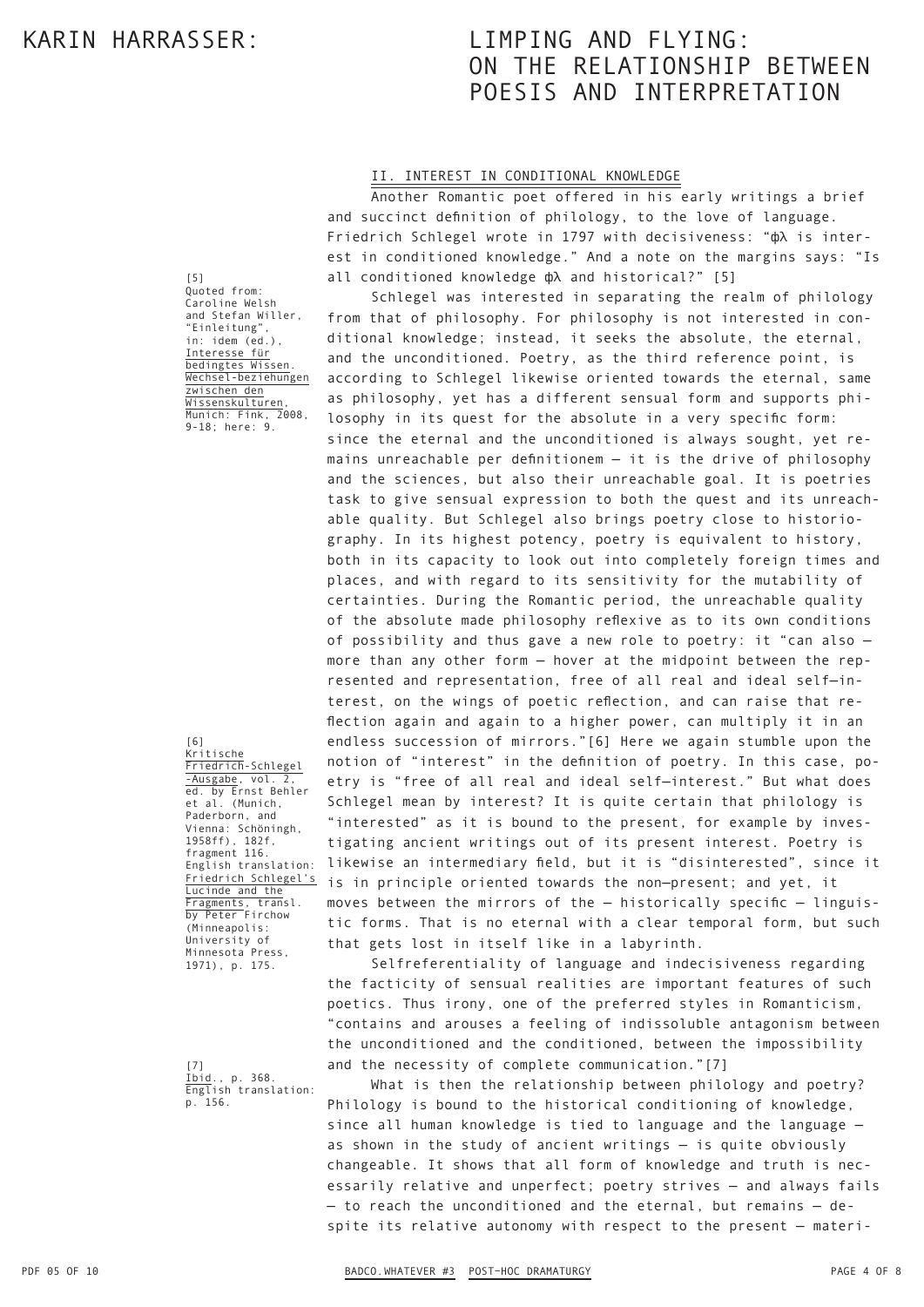## II. INTEREST IN CONDITIONAL KNOWLEDGE

Another Romantic poet offered in his early writings a brief and succinct definition of philology, to the love of language. Friedrich Schlegel wrote in 1797 with decisiveness: "φλ is interest in conditioned knowledge." And a note on the margins says: "Is all conditioned knowledge φλ and historical?" [5]

Schlegel was interested in separating the realm of philology from that of philosophy. For philosophy is not interested in conditional knowledge; instead, it seeks the absolute, the eternal, and the unconditioned. Poetry, as the third reference point, is according to Schlegel likewise oriented towards the eternal, same as philosophy, yet has a different sensual form and supports philosophy in its quest for the absolute in a very specific form: since the eternal and the unconditioned is always sought, yet remains unreachable per definitionem — it is the drive of philosophy and the sciences, but also their unreachable goal. It is poetries task to give sensual expression to both the quest and its unreachable quality. But Schlegel also brings poetry close to historiography. In its highest potency, poetry is equivalent to history, both in its capacity to look out into completely foreign times and places, and with regard to its sensitivity for the mutability of certainties. During the Romantic period, the unreachable quality of the absolute made philosophy reflexive as to its own conditions of possibility and thus gave a new role to poetry: it "can also — more than any other form — hover at the midpoint between the represented and representation, free of all real and ideal self—interest, on the wings of poetic reflection, and can raise that reflection again and again to a higher power, can multiply it in an endless succession of mirrors."[6] Here we again stumble upon the notion of "interest" in the definition of poetry. In this case, poetry is "free of all real and ideal self—interest." But what does Schlegel mean by interest? It is quite certain that philology is "interested" as it is bound to the present, for example by investigating ancient writings out of its present interest. Poetry is likewise an intermediary field, but it is "disinterested", since it is in principle oriented towards the non—present; and yet, it moves between the mirrors of the — historically specific — linguistic forms. That is no eternal with a clear temporal form, but such that gets lost in itself like in a labyrinth.

Selfreferentiality of language and indecisiveness regarding the facticity of sensual realities are important features of such poetics. Thus irony, one of the preferred styles in Romanticism, "contains and arouses a feeling of indissoluble antagonism between the unconditioned and the conditioned, between the impossibility and the necessity of complete communication."[7]

What is then the relationship between philology and poetry? Philology is bound to the historical conditioning of knowledge, since all human knowledge is tied to language and the language — as shown in the study of ancient writings — is quite obviously changeable. It shows that all form of knowledge and truth is necessarily relative and unperfect; poetry strives — and always fails — to reach the unconditioned and the eternal, but remains — despite its relative autonomy with respect to the present — materi-

---

[5] Quoted from: Caroline Welsh and Stefan Willer, "Einleitung", in: idem (ed.), Interesse für bedingtes Wissen. Wechsel-beziehungen zwischen den Wissenskulturen, Munich: Fink, 2008, 9-18; here: 9.

[6] Kritische Friedrich-Schlegel-Ausgabe, vol. 2, ed. by Ernst Behler et al. (Munich, Paderborn, and Vienna: Schöningh, 1958ff), 182f, fragment 116. English translation: Friedrich Schlegel's Lucinde and the Fragments, transl. by Peter Firchow (Minneapolis: University of Minnesota Press, 1971), p. 175.

[7] Ibid., p. 368. English translation: p. 156.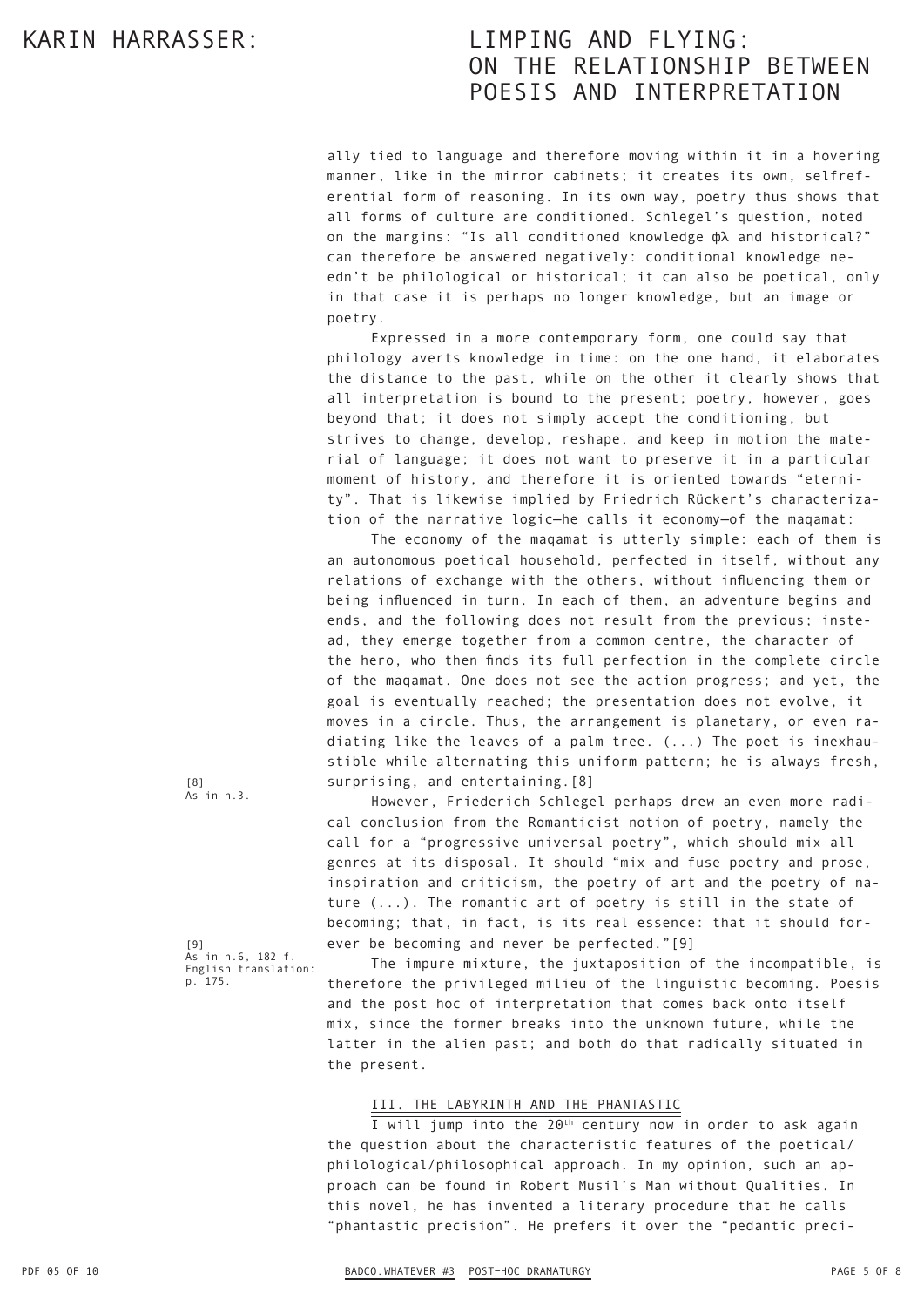ally tied to language and therefore moving within it in a hovering manner, like in the mirror cabinets; it creates its own, selfreferential form of reasoning. In its own way, poetry thus shows that all forms of culture are conditioned. Schlegel's question, noted on the margins: "Is all conditioned knowledge φλ and historical?" can therefore be answered negatively: conditional knowledge needn't be philological or historical; it can also be poetical, only in that case it is perhaps no longer knowledge, but an image or poetry.

Expressed in a more contemporary form, one could say that philology averts knowledge in time: on the one hand, it elaborates the distance to the past, while on the other it clearly shows that all interpretation is bound to the present; poetry, however, goes beyond that; it does not simply accept the conditioning, but strives to change, develop, reshape, and keep in motion the material of language; it does not want to preserve it in a particular moment of history, and therefore it is oriented towards "eternity". That is likewise implied by Friedrich Rückert's characterization of the narrative logic—he calls it economy—of the maqamat:

The economy of the maqamat is utterly simple: each of them is an autonomous poetical household, perfected in itself, without any relations of exchange with the others, without influencing them or being influenced in turn. In each of them, an adventure begins and ends, and the following does not result from the previous; instead, they emerge together from a common centre, the character of the hero, who then finds its full perfection in the complete circle of the maqamat. One does not see the action progress; and yet, the goal is eventually reached; the presentation does not evolve, it moves in a circle. Thus, the arrangement is planetary, or even radiating like the leaves of a palm tree. (...) The poet is inexhaustible while alternating this uniform pattern; he is always fresh, surprising, and entertaining.[8]

However, Friederich Schlegel perhaps drew an even more radical conclusion from the Romanticist notion of poetry, namely the call for a "progressive universal poetry", which should mix all genres at its disposal. It should "mix and fuse poetry and prose, inspiration and criticism, the poetry of art and the poetry of nature (...). The romantic art of poetry is still in the state of becoming; that, in fact, is its real essence: that it should forever be becoming and never be perfected."[9]

The impure mixture, the juxtaposition of the incompatible, is therefore the privileged milieu of the linguistic becoming. Poesis and the post hoc of interpretation that comes back onto itself mix, since the former breaks into the unknown future, while the latter in the alien past; and both do that radically situated in the present.

## III. THE LABYRINTH AND THE PHANTASTIC

I will jump into the 20th century now in order to ask again the question about the characteristic features of the poetical/philological/philosophical approach. In my opinion, such an approach can be found in Robert Musil's Man without Qualities. In this novel, he has invented a literary procedure that he calls "phantastic precision". He prefers it over the "pedantic preci-

[8] As in n.3.

[9] As in n.6, 182 f. English translation: p. 175.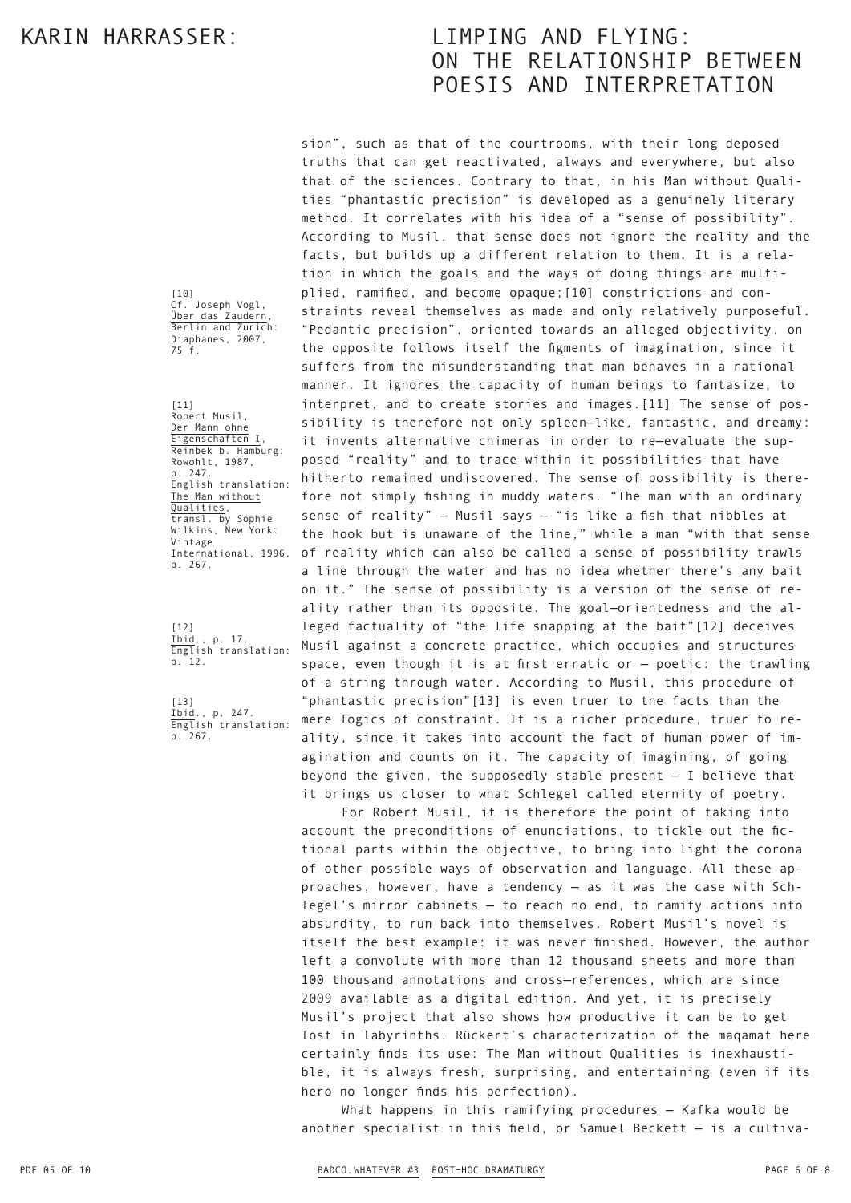sion", such as that of the courtrooms, with their long deposed truths that can get reactivated, always and everywhere, but also that of the sciences. Contrary to that, in his Man without Qualities "phantastic precision" is developed as a genuinely literary method. It correlates with his idea of a "sense of possibility". According to Musil, that sense does not ignore the reality and the facts, but builds up a different relation to them. It is a relation in which the goals and the ways of doing things are multiplied, ramified, and become opaque;[10] constrictions and constraints reveal themselves as made and only relatively purposeful. "Pedantic precision", oriented towards an alleged objectivity, on the opposite follows itself the figments of imagination, since it suffers from the misunderstanding that man behaves in a rational manner. It ignores the capacity of human beings to fantasize, to interpret, and to create stories and images.[11] The sense of possibility is therefore not only spleen–like, fantastic, and dreamy: it invents alternative chimeras in order to re–evaluate the supposed "reality" and to trace within it possibilities that have hitherto remained undiscovered. The sense of possibility is therefore not simply fishing in muddy waters. "The man with an ordinary sense of reality" – Musil says – "is like a fish that nibbles at the hook but is unaware of the line," while a man "with that sense of reality which can also be called a sense of possibility trawls a line through the water and has no idea whether there's any bait on it." The sense of possibility is a version of the sense of reality rather than its opposite. The goal–orientedness and the alleged factuality of "the life snapping at the bait"[12] deceives Musil against a concrete practice, which occupies and structures space, even though it is at first erratic or – poetic: the trawling of a string through water. According to Musil, this procedure of "phantastic precision"[13] is even truer to the facts than the mere logics of constraint. It is a richer procedure, truer to reality, since it takes into account the fact of human power of imagination and counts on it. The capacity of imagining, of going beyond the given, the supposedly stable present – I believe that it brings us closer to what Schlegel called eternity of poetry.

For Robert Musil, it is therefore the point of taking into account the preconditions of enunciations, to tickle out the fictional parts within the objective, to bring into light the corona of other possible ways of observation and language. All these approaches, however, have a tendency – as it was the case with Schlegel's mirror cabinets – to reach no end, to ramify actions into absurdity, to run back into themselves. Robert Musil's novel is itself the best example: it was never finished. However, the author left a convolute with more than 12 thousand sheets and more than 100 thousand annotations and cross–references, which are since 2009 available as a digital edition. And yet, it is precisely Musil's project that also shows how productive it can be to get lost in labyrinths. Rückert's characterization of the maqamat here certainly finds its use: The Man without Qualities is inexhaustible, it is always fresh, surprising, and entertaining (even if its hero no longer finds his perfection).

What happens in this ramifying procedures – Kafka would be another specialist in this field, or Samuel Beckett – is a cultiva-

---

[10] Cf. Joseph Vogl, Über das Zaudern, Berlin and Zurich: Diaphanes, 2007, 75 f.

[11] Robert Musil, Der Mann ohne Eigenschaften I, Reinbek b. Hamburg: Rowohlt, 1987, p. 247. English translation: The Man without Qualities, transl. by Sophie Wilkins, New York: Vintage International, 1996, p. 267.

[12] Ibid., p. 17. English translation: p. 12.

[13] Ibid., p. 247. English translation: p. 267.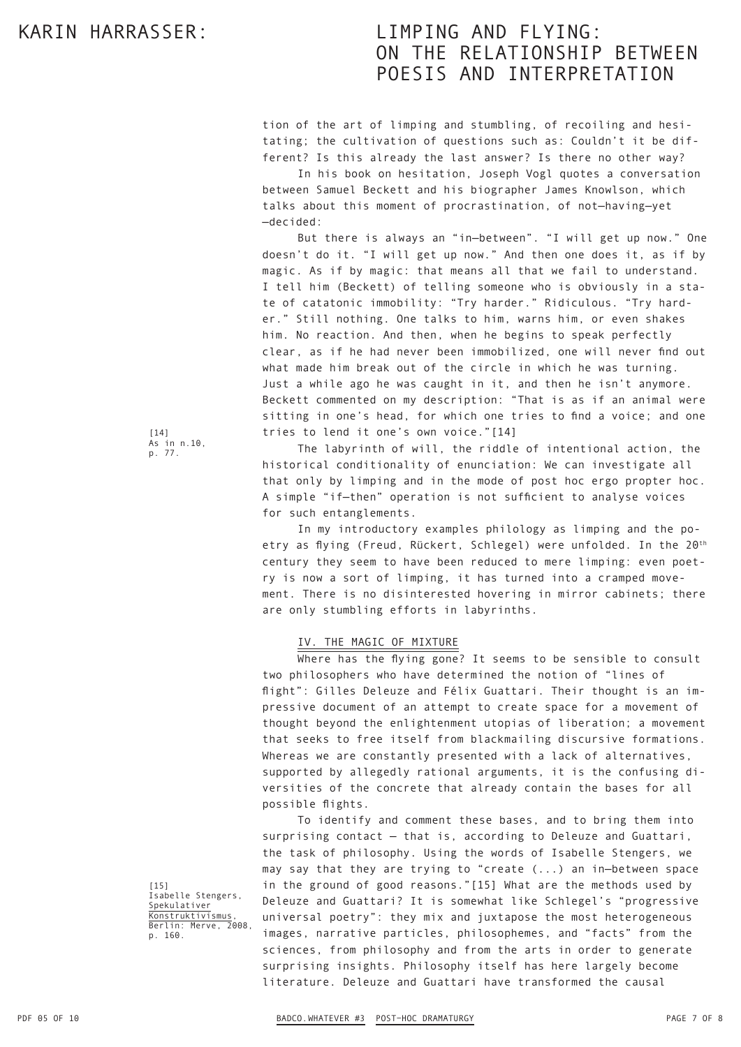tion of the art of limping and stumbling, of recoiling and hesitating; the cultivation of questions such as: Couldn't it be different? Is this already the last answer? Is there no other way?

In his book on hesitation, Joseph Vogl quotes a conversation between Samuel Beckett and his biographer James Knowlson, which talks about this moment of procrastination, of not–having–yet–decided:

But there is always an "in–between". "I will get up now." One doesn't do it. "I will get up now." And then one does it, as if by magic. As if by magic: that means all that we fail to understand. I tell him (Beckett) of telling someone who is obviously in a state of catatonic immobility: "Try harder." Ridiculous. "Try harder." Still nothing. One talks to him, warns him, or even shakes him. No reaction. And then, when he begins to speak perfectly clear, as if he had never been immobilized, one will never find out what made him break out of the circle in which he was turning. Just a while ago he was caught in it, and then he isn't anymore. Beckett commented on my description: "That is as if an animal were sitting in one's head, for which one tries to find a voice; and one tries to lend it one's own voice."[14]

[14] As in n.10, p. 77.

The labyrinth of will, the riddle of intentional action, the historical conditionality of enunciation: We can investigate all that only by limping and in the mode of post hoc ergo propter hoc. A simple "if–then" operation is not sufficient to analyse voices for such entanglements.

In my introductory examples philology as limping and the poetry as flying (Freud, Rückert, Schlegel) were unfolded. In the 20th century they seem to have been reduced to mere limping: even poetry is now a sort of limping, it has turned into a cramped movement. There is no disinterested hovering in mirror cabinets; there are only stumbling efforts in labyrinths.

## IV. THE MAGIC OF MIXTURE

Where has the flying gone? It seems to be sensible to consult two philosophers who have determined the notion of "lines of flight": Gilles Deleuze and Félix Guattari. Their thought is an impressive document of an attempt to create space for a movement of thought beyond the enlightenment utopias of liberation; a movement that seeks to free itself from blackmailing discursive formations. Whereas we are constantly presented with a lack of alternatives, supported by allegedly rational arguments, it is the confusing diversities of the concrete that already contain the bases for all possible flights.

To identify and comment these bases, and to bring them into surprising contact – that is, according to Deleuze and Guattari, the task of philosophy. Using the words of Isabelle Stengers, we may say that they are trying to "create (...) an in–between space in the ground of good reasons."[15] What are the methods used by Deleuze and Guattari? It is somewhat like Schlegel's "progressive universal poetry": they mix and juxtapose the most heterogeneous images, narrative particles, philosophemes, and "facts" from the sciences, from philosophy and from the arts in order to generate surprising insights. Philosophy itself has here largely become literature. Deleuze and Guattari have transformed the causal

[15] Isabelle Stengers, Spekulativer Konstruktivismus, Berlin: Merve, 2008, p. 160.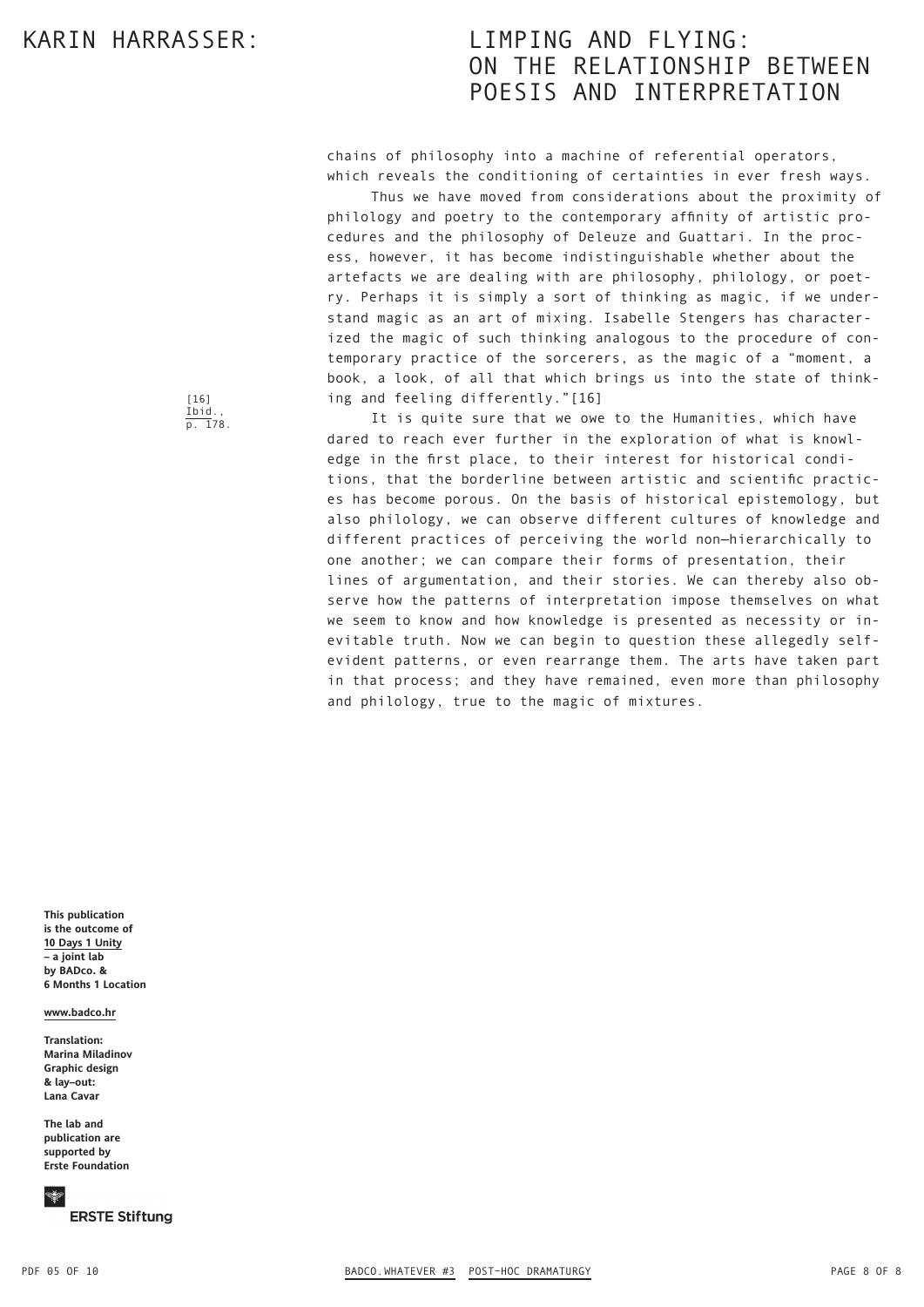chains of philosophy into a machine of referential operators, which reveals the conditioning of certainties in ever fresh ways.

Thus we have moved from considerations about the proximity of philology and poetry to the contemporary affinity of artistic procedures and the philosophy of Deleuze and Guattari. In the process, however, it has become indistinguishable whether about the artefacts we are dealing with are philosophy, philology, or poetry. Perhaps it is simply a sort of thinking as magic, if we understand magic as an art of mixing. Isabelle Stengers has characterized the magic of such thinking analogous to the procedure of contemporary practice of the sorcerers, as the magic of a "moment, a book, a look, of all that which brings us into the state of thinking and feeling differently."[16]

[16] Ibid., p. 178.

It is quite sure that we owe to the Humanities, which have dared to reach ever further in the exploration of what is knowledge in the first place, to their interest for historical conditions, that the borderline between artistic and scientific practices has become porous. On the basis of historical epistemology, but also philology, we can observe different cultures of knowledge and different practices of perceiving the world non–hierarchically to one another; we can compare their forms of presentation, their lines of argumentation, and their stories. We can thereby also observe how the patterns of interpretation impose themselves on what we seem to know and how knowledge is presented as necessity or inevitable truth. Now we can begin to question these allegedly self-evident patterns, or even rearrange them. The arts have taken part in that process; and they have remained, even more than philosophy and philology, true to the magic of mixtures.

**This publication is the outcome of 10 Days 1 Unity – a joint lab by BADco. & 6 Months 1 Location**

**www.badco.hr**

**Translation: Marina Miladinov**
**Graphic design & lay–out: Lana Cavar**

**The lab and publication are supported by Erste Foundation**

**ERSTE Stiftung**